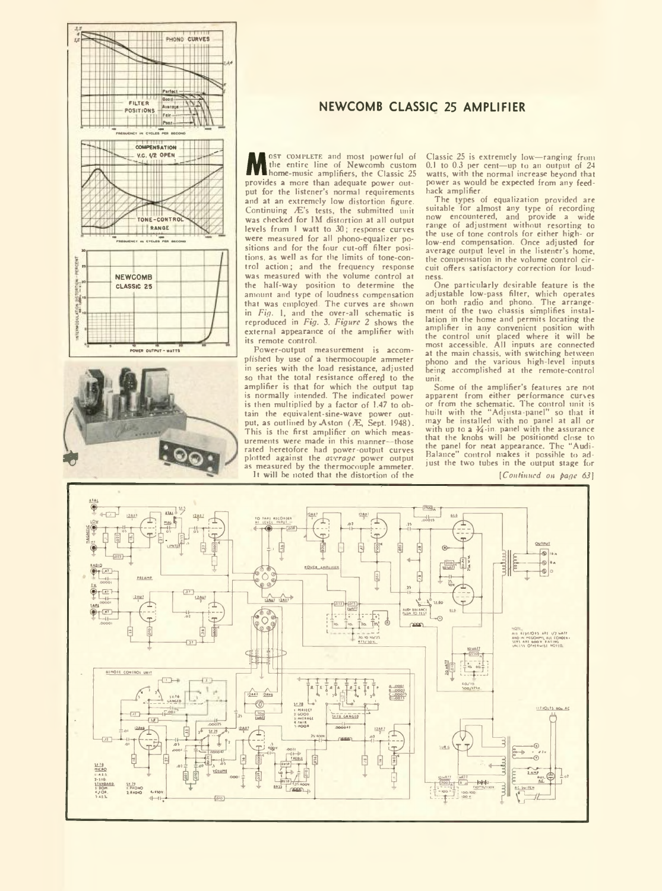## NEWCOMB CLASSIC 25 AMPLIFIER

Most complete and most powerful of the entire line of Newcomb custom home-music amplifiers, the Classic 25 provides a more than adequate power output for the listener's normal requirements and at an extremely low distortion figure. Continuing Æ's tests, the submitted unit was checked for IM distortion at all output levels from 1 watt to 30; response curves were measured for all phono-equalizer positions and for the four cut-off filter positions, as well as for the limits of tone-control action; and the frequency response was measured with the volume control at the half-way position to determine the amount and type of loudness compensation that was employed. The curves are shown in *Fig. 1*, and the over-all schematic is reproduced in *Fig. 3*. *Figure 2* shows the external appearance of the amplifier with its remote control.

Power-output measurement is accomplished by use of a thermocouple ammeter in series with the load resistance, adjusted so that the total resistance offered to the amplifier is that for which the output tap is normally intended. The indicated power is then multiplied by a factor of 1.47 to obtain the equivalent-sine-wave power output, as outlined by Aston (Æ, Sept. 1948). This is the first amplifier on which measurements were made in this manner—those rated heretofore had power-output curves plotted against the *average* power output as measured by the thermocouple ammeter.

It will be noted that the distortion of the Classic 25 is extremely low—ranging from 0.1 to 0.3 per cent—up to an output of 24 watts, with the normal increase beyond that power as would be expected from any feedback amplifier.

The types of equalization provided are suitable for almost any type of recording now encountered, and provide a wide range of adjustment without resorting to the use of tone controls for either high- or low-end compensation. Once adjusted for average output level in the listener's home, the compensation in the volume control circuit offers satisfactory correction for loudness.

One particularly desirable feature is the adjustable low-pass filter, which operates on both radio and phono. The arrangement of the two chassis simplifies installation in the home and permits locating the amplifier in any convenient position with the control unit placed where it will be most accessible. All inputs are connected at the main chassis, with switching between phono and the various high-level inputs being accomplished at the remote-control unit.

Some of the amplifier's features are not apparent from either performance curves or from the schematic. The control unit is built with the "Adjusta-panel" so that it may be installed with no panel at all or with up to a ¼-in. panel with the assurance that the knobs will be positioned close to the panel for neat appearance. The "Audi-Balance" control makes it possible to adjust the two tubes in the output stage for

*[Continued on page 63]*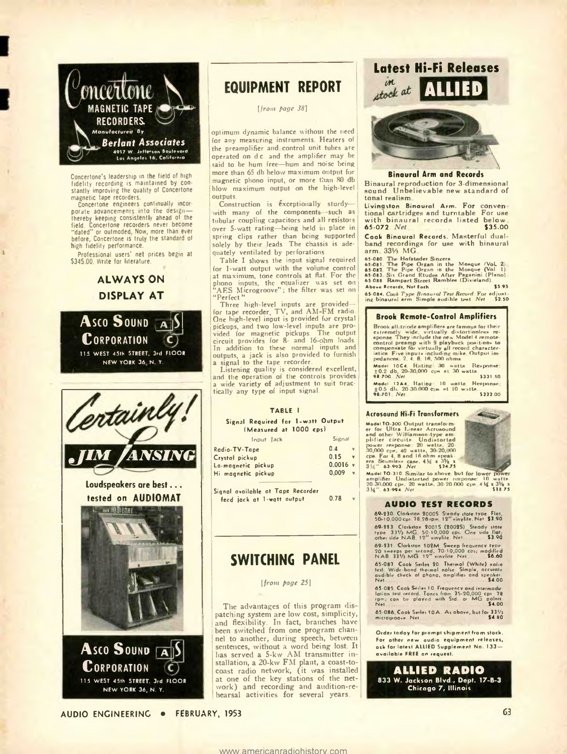# Concertone

MAGNETIC TAPE RECORDERS.

Manufactured By

**Berlant Associates**

4917 W. Jefferson Boulevard
Los Angeles 16, California

Concertone's leadership in the field of high fidelity recording is maintained by constantly improving the quality of Concertone magnetic tape recorders.

Concertone engineers continually incorporate advancements into the design—thereby keeping consistently ahead of the field. Concertone recorders never become "dated" or outmoded. Now, more than ever before, Concertone is truly the standard of high fidelity performance.

Professional users' net prices begin at $345.00. Write for literature.

## ALWAYS ON DISPLAY AT

**ASCO SOUND CORPORATION**
115 WEST 45th STREET, 3rd FLOOR
NEW YORK 36, N. Y.

# Certainly! JIM LANSING

Loudspeakers are best . . . tested on AUDIOMAT

**ASCO SOUND CORPORATION**
115 WEST 45th STREET, 3rd FLOOR
NEW YORK 36, N. Y.

# EQUIPMENT REPORT

*[from page 38]*

optimum dynamic balance without the need for any measuring instruments. Heaters of the preamplifier and control unit tubes are operated on d.c. and the amplifier may be said to be hum free—hum and noise being more than 65 db below maximum output for magnetic phono input, or more than 80 db blow maximum output on the high-level outputs.

Construction is exceptionally sturdy—with many of the components—such as tubular coupling capacitors and all resistors over 5-watt rating—being held in place in spring clips rather than being supported solely by their leads. The chassis is adequately ventilated by perforations.

Table I shows the input signal required for 1-watt output with the volume control at maximum, tone controls at flat. For the phono inputs, the equalizer was set on "AES Microgroove"; the filter was set on "Perfect."

Three high-level inputs are provided—for tape recorder, TV, and AM-FM radio. One high-level input is provided for crystal pickups, and two low-level inputs are provided for magnetic pickups. The output circuit provides for 8- and 16-ohm loads. In addition to these normal inputs and outputs, a jack is also provided to furnish a signal to the tape recorder.

Listening quality is considered excellent, and the operation of the controls provides a wide variety of adjustment to suit practically any type of input signal.

**TABLE I**

**Signal Required for 1-watt Output (Measured at 1000 cps)**

| Input Jack | Signal |
|---|---|
| Radio-TV-Tape | 0.4 v |
| Crystal pickup | 0.15 v |
| Lo-magnetic pickup | 0.0016 v |
| Hi magnetic pickup | 0.009 v |
| Signal available at Tape Recorder feed jack at 1-watt output | 0.78 v |

# SWITCHING PANEL

*[from page 25]*

The advantages of this program dispatching system are low cost, simplicity, and flexibility. In fact, branches have been switched from one program channel to another, during speech, between sentences, without a word being lost. It has served a 5-kw AM transmitter installation, a 20-kw FM plant, a coast-to-coast radio network, (it was installed at one of the key stations of the network) and recording and audition-rehearsal activities for several years.

# Latest Hi-Fi Releases in stock at ALLIED

**Binaural Arm and Records**

Binaural reproduction for 3-dimensional sound. Unbelievable new standard of tonal realism.

**Livingston Binaural Arm.** For conventional cartridges and turntable. For use with binaural records listed below. 65-072. *Net* $35.00

**Cook Binaural Records.** Masterful dual-band recordings for use with binaural arm. 33⅓ MG.

65-080. The Hofstader Singers.
65-081. The Pipe Organ in the Mosque (Vol. 2).
65-082. The Pipe Organ in the Mosque (Vol. 1).
65-083. Six Grand Etudes After Paganini (Piano).
65-088. Rampart Street Ramblers (Dixieland).
Above Records, Net Each $5.95

65-084. *Cook Type Binaural Test Record.* For adjusting binaural arm. Simple audible test. *Net* $2.50

**Brook Remote-Control Amplifiers**

Brook all-triode amplifiers are famous for their extremely wide, virtually distortionless response. They include the new Model 4 remote-control preamp with 9 playback positions to compensate for virtually all record characteristics. Five inputs including mike. Output impedances, 2, 4, 8, 16, 500 ohms.

Model 10C4. Rating: 30 watts. Response: ±0.2 db, 20-30,000 cps at 30 watts.
98-700. *Net* $331.50

Model 12A4. Rating: 10 watts. Response: ±0.5 db, 20-30,000 cps at 10 watts.
98-701. *Net* $222.00

**Acrosound Hi-Fi Transformers**

Model TO-300 Output transformer for Ultra Linear Acrosound and other Williamson-type amplifier circuits. Undistorted power response: 20 watts, 20-30,000 cps; 40 watts, 30-20,000 cps. For 4, 8 and 16 ohm speakers. Seamless case. 4½ x 3⅝ x 3¼". 63-993. *Net* $24.75

Model TO-310. Similar to above, but for lower power amplifier. Undistorted power response: 10 watts, 20-30,000 cps; 20 watts, 30-20,000 cps. 4⅛ x 3⅝ x 3¼". 63-994. *Net* $18.75

**AUDIO TEST RECORDS**

69-930. Clarkstan 2000S Steady state type. Flat, 50-10,000 cps. 78.26 rpm. 12" vinylite. Net $3.90

69-933. Clarkstan 2001S (2002S). Steady state type. 33⅓ MG. 50-10,000 cps. One side flat; other side NAB. 12" vinylite. Net $3.90

69-931. Clarkstan 102M. Sweep frequency type. 20 sweeps per second, 70-10,000 cps; modified NAB. 33⅓ MG. 12" vinylite. Net $6.60

65-087. Cook Series 20. Thermal (White) noise test. Wide-band thermal noise. Simple, accurate audible check of phono, amplifier and speaker. Net $4.00

65-085. Cook Series 10. Frequency and intermodulation test record. Tones from 35-20,000 cps. 78 rpm; can be played with Std. or MG points. Net $4.00

65-086. Cook Series 10A. As above, but for 33⅓ microgroove. Net $4.80

Order today for prompt shipment from stock. For other new audio equipment releases, ask for latest ALLIED Supplement No. 133—available FREE on request.

**ALLIED RADIO**
833 W. Jackson Blvd., Dept. 17-B-3
Chicago 7, Illinois